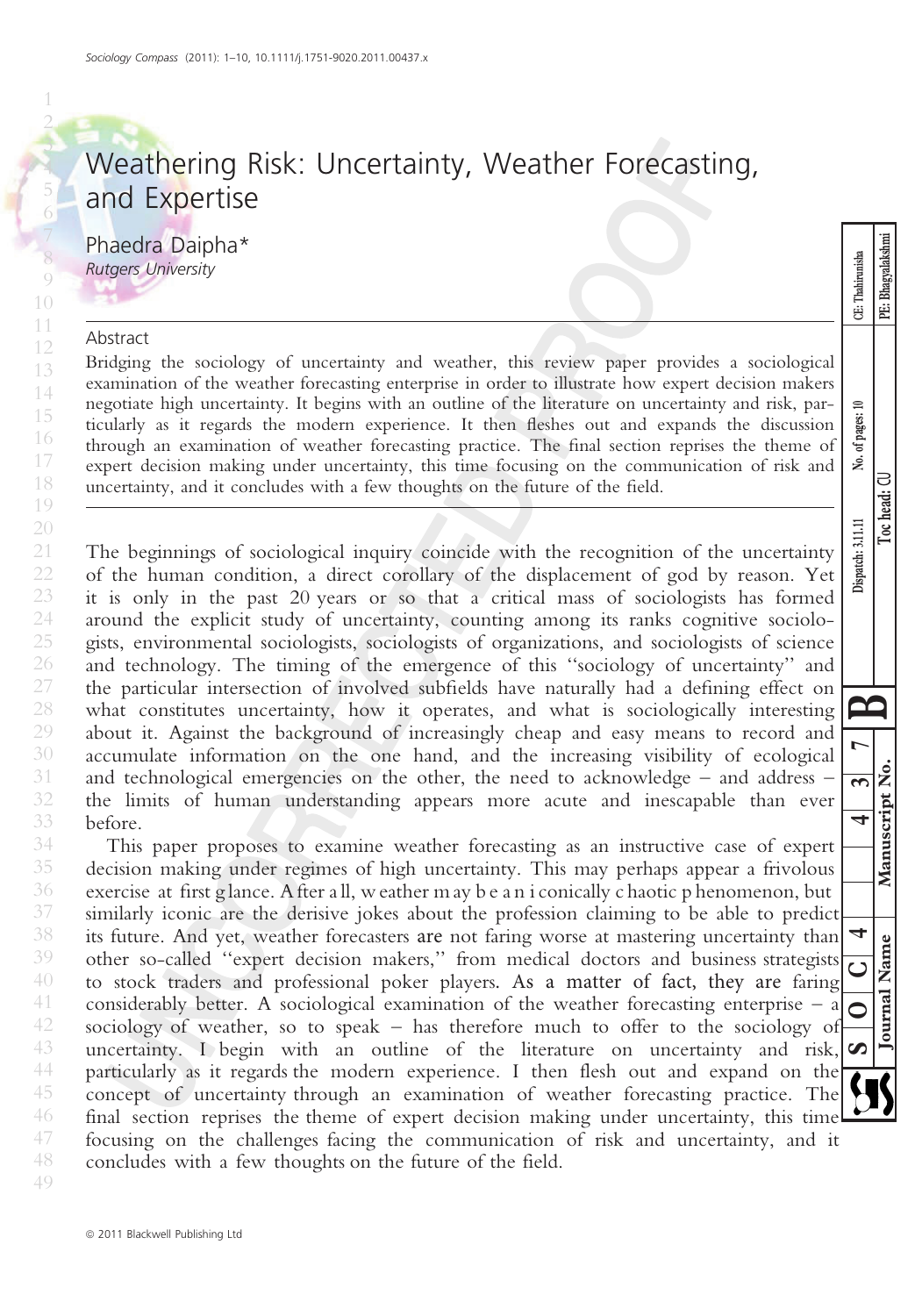# Weathering Risk: Uncertainty, Weather Forecasting, and Expertise

Phaedra Daipha*
*Rutgers University*

## Abstract

Bridging the sociology of uncertainty and weather, this review paper provides a sociological examination of the weather forecasting enterprise in order to illustrate how expert decision makers negotiate high uncertainty. It begins with an outline of the literature on uncertainty and risk, particularly as it regards the modern experience. It then fleshes out and expands the discussion through an examination of weather forecasting practice. The final section reprises the theme of expert decision making under uncertainty, this time focusing on the communication of risk and uncertainty, and it concludes with a few thoughts on the future of the field.

The beginnings of sociological inquiry coincide with the recognition of the uncertainty of the human condition, a direct corollary of the displacement of god by reason. Yet it is only in the past 20 years or so that a critical mass of sociologists has formed around the explicit study of uncertainty, counting among its ranks cognitive sociologists, environmental sociologists, sociologists of organizations, and sociologists of science and technology. The timing of the emergence of this "sociology of uncertainty" and the particular intersection of involved subfields have naturally had a defining effect on what constitutes uncertainty, how it operates, and what is sociologically interesting about it. Against the background of increasingly cheap and easy means to record and accumulate information on the one hand, and the increasing visibility of ecological and technological emergencies on the other, the need to acknowledge – and address – the limits of human understanding appears more acute and inescapable than ever before.

This paper proposes to examine weather forecasting as an instructive case of expert decision making under regimes of high uncertainty. This may perhaps appear a frivolous exercise at first glance. After all, weather may be an iconically chaotic phenomenon, but similarly iconic are the derisive jokes about the profession claiming to be able to predict its future. And yet, weather forecasters are not faring worse at mastering uncertainty than other so-called "expert decision makers," from medical doctors and business strategists to stock traders and professional poker players. As a matter of fact, they are faring considerably better. A sociological examination of the weather forecasting enterprise – a sociology of weather, so to speak – has therefore much to offer to the sociology of uncertainty. I begin with an outline of the literature on uncertainty and risk, particularly as it regards the modern experience. I then flesh out and expand on the concept of uncertainty through an examination of weather forecasting practice. The final section reprises the theme of expert decision making under uncertainty, this time focusing on the challenges facing the communication of risk and uncertainty, and it concludes with a few thoughts on the future of the field.

© 2011 Blackwell Publishing Ltd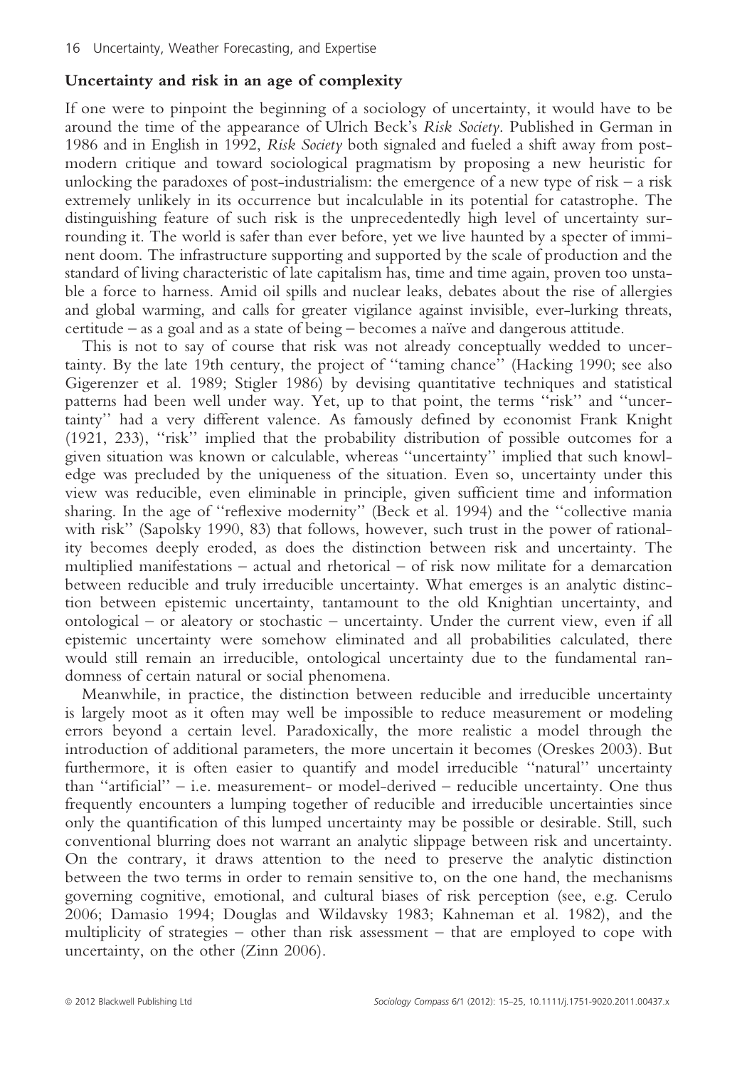### Uncertainty and risk in an age of complexity

If one were to pinpoint the beginning of a sociology of uncertainty, it would have to be around the time of the appearance of Ulrich Beck's *Risk Society*. Published in German in 1986 and in English in 1992, *Risk Society* both signaled and fueled a shift away from post-modern critique and toward sociological pragmatism by proposing a new heuristic for unlocking the paradoxes of post-industrialism: the emergence of a new type of risk – a risk extremely unlikely in its occurrence but incalculable in its potential for catastrophe. The distinguishing feature of such risk is the unprecedentedly high level of uncertainty surrounding it. The world is safer than ever before, yet we live haunted by a specter of imminent doom. The infrastructure supporting and supported by the scale of production and the standard of living characteristic of late capitalism has, time and time again, proven too unstable a force to harness. Amid oil spills and nuclear leaks, debates about the rise of allergies and global warming, and calls for greater vigilance against invisible, ever-lurking threats, certitude – as a goal and as a state of being – becomes a naïve and dangerous attitude.

This is not to say of course that risk was not already conceptually wedded to uncertainty. By the late 19th century, the project of ''taming chance'' (Hacking 1990; see also Gigerenzer et al. 1989; Stigler 1986) by devising quantitative techniques and statistical patterns had been well under way. Yet, up to that point, the terms ''risk'' and ''uncertainty'' had a very different valence. As famously defined by economist Frank Knight (1921, 233), ''risk'' implied that the probability distribution of possible outcomes for a given situation was known or calculable, whereas ''uncertainty'' implied that such knowledge was precluded by the uniqueness of the situation. Even so, uncertainty under this view was reducible, even eliminable in principle, given sufficient time and information sharing. In the age of ''reflexive modernity'' (Beck et al. 1994) and the ''collective mania with risk'' (Sapolsky 1990, 83) that follows, however, such trust in the power of rationality becomes deeply eroded, as does the distinction between risk and uncertainty. The multiplied manifestations – actual and rhetorical – of risk now militate for a demarcation between reducible and truly irreducible uncertainty. What emerges is an analytic distinction between epistemic uncertainty, tantamount to the old Knightian uncertainty, and ontological – or aleatory or stochastic – uncertainty. Under the current view, even if all epistemic uncertainty were somehow eliminated and all probabilities calculated, there would still remain an irreducible, ontological uncertainty due to the fundamental randomness of certain natural or social phenomena.

Meanwhile, in practice, the distinction between reducible and irreducible uncertainty is largely moot as it often may well be impossible to reduce measurement or modeling errors beyond a certain level. Paradoxically, the more realistic a model through the introduction of additional parameters, the more uncertain it becomes (Oreskes 2003). But furthermore, it is often easier to quantify and model irreducible ''natural'' uncertainty than ''artificial'' – i.e. measurement- or model-derived – reducible uncertainty. One thus frequently encounters a lumping together of reducible and irreducible uncertainties since only the quantification of this lumped uncertainty may be possible or desirable. Still, such conventional blurring does not warrant an analytic slippage between risk and uncertainty. On the contrary, it draws attention to the need to preserve the analytic distinction between the two terms in order to remain sensitive to, on the one hand, the mechanisms governing cognitive, emotional, and cultural biases of risk perception (see, e.g. Cerulo 2006; Damasio 1994; Douglas and Wildavsky 1983; Kahneman et al. 1982), and the multiplicity of strategies – other than risk assessment – that are employed to cope with uncertainty, on the other (Zinn 2006).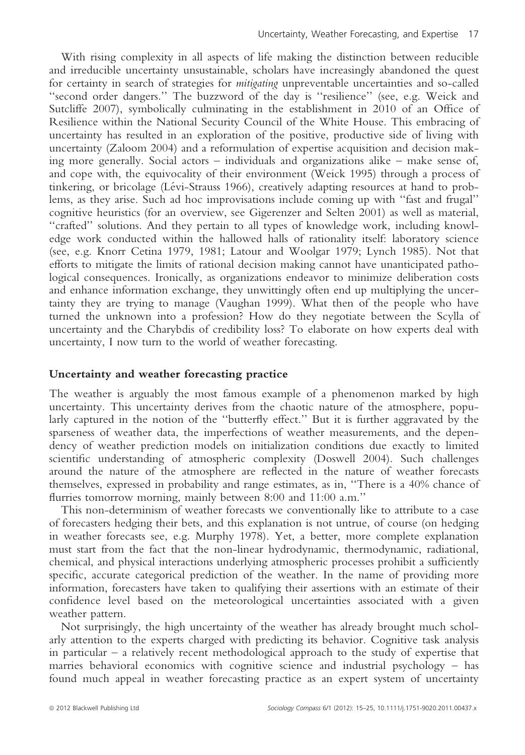With rising complexity in all aspects of life making the distinction between reducible and irreducible uncertainty unsustainable, scholars have increasingly abandoned the quest for certainty in search of strategies for *mitigating* unpreventable uncertainties and so-called ''second order dangers.'' The buzzword of the day is ''resilience'' (see, e.g. Weick and Sutcliffe 2007), symbolically culminating in the establishment in 2010 of an Office of Resilience within the National Security Council of the White House. This embracing of uncertainty has resulted in an exploration of the positive, productive side of living with uncertainty (Zaloom 2004) and a reformulation of expertise acquisition and decision making more generally. Social actors – individuals and organizations alike – make sense of, and cope with, the equivocality of their environment (Weick 1995) through a process of tinkering, or bricolage (Lévi-Strauss 1966), creatively adapting resources at hand to problems, as they arise. Such ad hoc improvisations include coming up with ''fast and frugal'' cognitive heuristics (for an overview, see Gigerenzer and Selten 2001) as well as material, ''crafted'' solutions. And they pertain to all types of knowledge work, including knowledge work conducted within the hallowed halls of rationality itself: laboratory science (see, e.g. Knorr Cetina 1979, 1981; Latour and Woolgar 1979; Lynch 1985). Not that efforts to mitigate the limits of rational decision making cannot have unanticipated pathological consequences. Ironically, as organizations endeavor to minimize deliberation costs and enhance information exchange, they unwittingly often end up multiplying the uncertainty they are trying to manage (Vaughan 1999). What then of the people who have turned the unknown into a profession? How do they negotiate between the Scylla of uncertainty and the Charybdis of credibility loss? To elaborate on how experts deal with uncertainty, I now turn to the world of weather forecasting.

## Uncertainty and weather forecasting practice

The weather is arguably the most famous example of a phenomenon marked by high uncertainty. This uncertainty derives from the chaotic nature of the atmosphere, popularly captured in the notion of the ''butterfly effect.'' But it is further aggravated by the sparseness of weather data, the imperfections of weather measurements, and the dependency of weather prediction models on initialization conditions due exactly to limited scientific understanding of atmospheric complexity (Doswell 2004). Such challenges around the nature of the atmosphere are reflected in the nature of weather forecasts themselves, expressed in probability and range estimates, as in, ''There is a 40% chance of flurries tomorrow morning, mainly between 8:00 and 11:00 a.m.''

This non-determinism of weather forecasts we conventionally like to attribute to a case of forecasters hedging their bets, and this explanation is not untrue, of course (on hedging in weather forecasts see, e.g. Murphy 1978). Yet, a better, more complete explanation must start from the fact that the non-linear hydrodynamic, thermodynamic, radiational, chemical, and physical interactions underlying atmospheric processes prohibit a sufficiently specific, accurate categorical prediction of the weather. In the name of providing more information, forecasters have taken to qualifying their assertions with an estimate of their confidence level based on the meteorological uncertainties associated with a given weather pattern.

Not surprisingly, the high uncertainty of the weather has already brought much scholarly attention to the experts charged with predicting its behavior. Cognitive task analysis in particular – a relatively recent methodological approach to the study of expertise that marries behavioral economics with cognitive science and industrial psychology – has found much appeal in weather forecasting practice as an expert system of uncertainty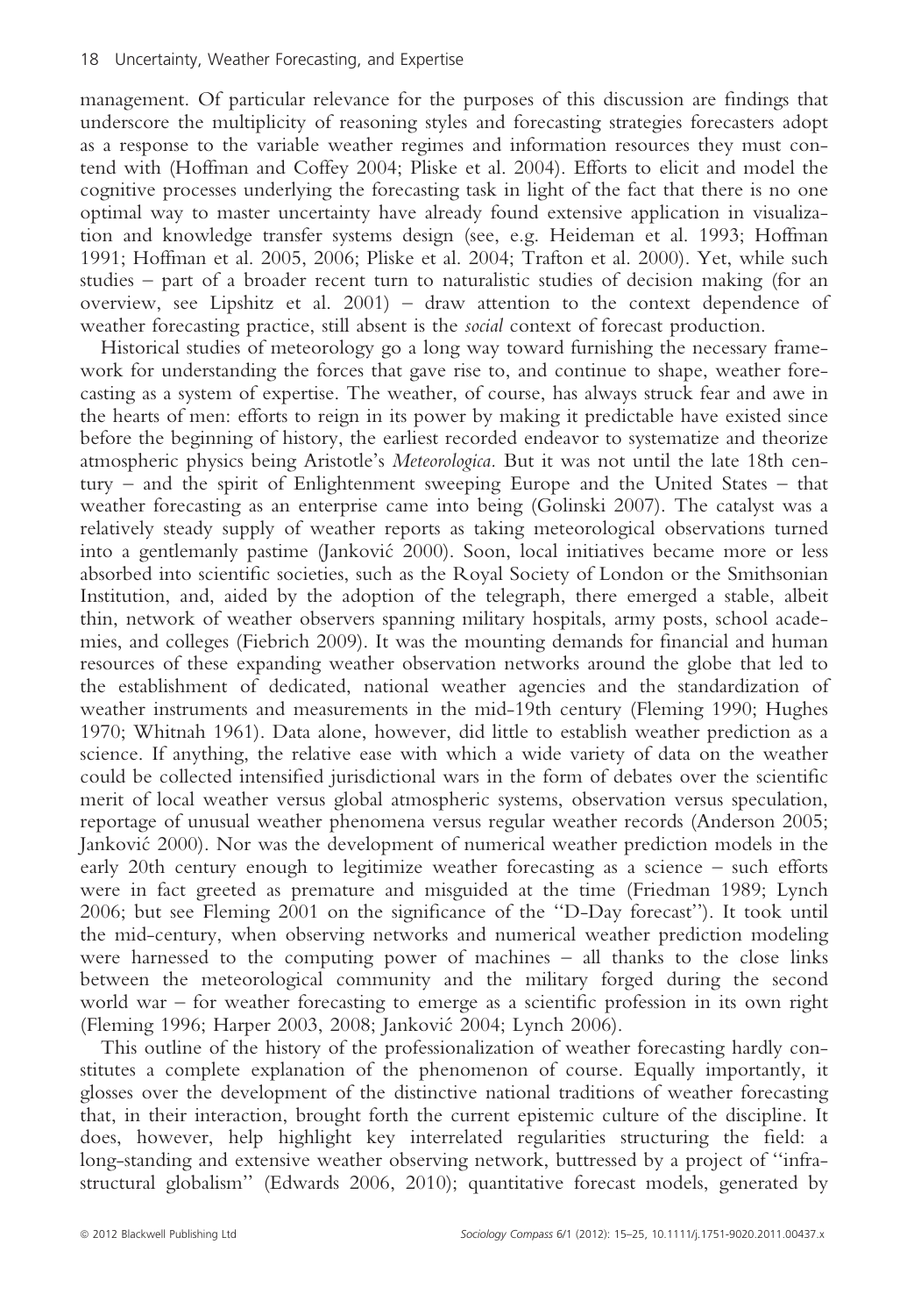management. Of particular relevance for the purposes of this discussion are findings that underscore the multiplicity of reasoning styles and forecasting strategies forecasters adopt as a response to the variable weather regimes and information resources they must contend with (Hoffman and Coffey 2004; Pliske et al. 2004). Efforts to elicit and model the cognitive processes underlying the forecasting task in light of the fact that there is no one optimal way to master uncertainty have already found extensive application in visualization and knowledge transfer systems design (see, e.g. Heideman et al. 1993; Hoffman 1991; Hoffman et al. 2005, 2006; Pliske et al. 2004; Trafton et al. 2000). Yet, while such studies – part of a broader recent turn to naturalistic studies of decision making (for an overview, see Lipshitz et al. 2001) – draw attention to the context dependence of weather forecasting practice, still absent is the *social* context of forecast production.

Historical studies of meteorology go a long way toward furnishing the necessary framework for understanding the forces that gave rise to, and continue to shape, weather forecasting as a system of expertise. The weather, of course, has always struck fear and awe in the hearts of men: efforts to reign in its power by making it predictable have existed since before the beginning of history, the earliest recorded endeavor to systematize and theorize atmospheric physics being Aristotle's *Meteorologica*. But it was not until the late 18th century – and the spirit of Enlightenment sweeping Europe and the United States – that weather forecasting as an enterprise came into being (Golinski 2007). The catalyst was a relatively steady supply of weather reports as taking meteorological observations turned into a gentlemanly pastime (Janković 2000). Soon, local initiatives became more or less absorbed into scientific societies, such as the Royal Society of London or the Smithsonian Institution, and, aided by the adoption of the telegraph, there emerged a stable, albeit thin, network of weather observers spanning military hospitals, army posts, school academies, and colleges (Fiebrich 2009). It was the mounting demands for financial and human resources of these expanding weather observation networks around the globe that led to the establishment of dedicated, national weather agencies and the standardization of weather instruments and measurements in the mid-19th century (Fleming 1990; Hughes 1970; Whitnah 1961). Data alone, however, did little to establish weather prediction as a science. If anything, the relative ease with which a wide variety of data on the weather could be collected intensified jurisdictional wars in the form of debates over the scientific merit of local weather versus global atmospheric systems, observation versus speculation, reportage of unusual weather phenomena versus regular weather records (Anderson 2005; Janković 2000). Nor was the development of numerical weather prediction models in the early 20th century enough to legitimize weather forecasting as a science – such efforts were in fact greeted as premature and misguided at the time (Friedman 1989; Lynch 2006; but see Fleming 2001 on the significance of the "D-Day forecast"). It took until the mid-century, when observing networks and numerical weather prediction modeling were harnessed to the computing power of machines – all thanks to the close links between the meteorological community and the military forged during the second world war – for weather forecasting to emerge as a scientific profession in its own right (Fleming 1996; Harper 2003, 2008; Janković 2004; Lynch 2006).

This outline of the history of the professionalization of weather forecasting hardly constitutes a complete explanation of the phenomenon of course. Equally importantly, it glosses over the development of the distinctive national traditions of weather forecasting that, in their interaction, brought forth the current epistemic culture of the discipline. It does, however, help highlight key interrelated regularities structuring the field: a long-standing and extensive weather observing network, buttressed by a project of "infrastructural globalism" (Edwards 2006, 2010); quantitative forecast models, generated by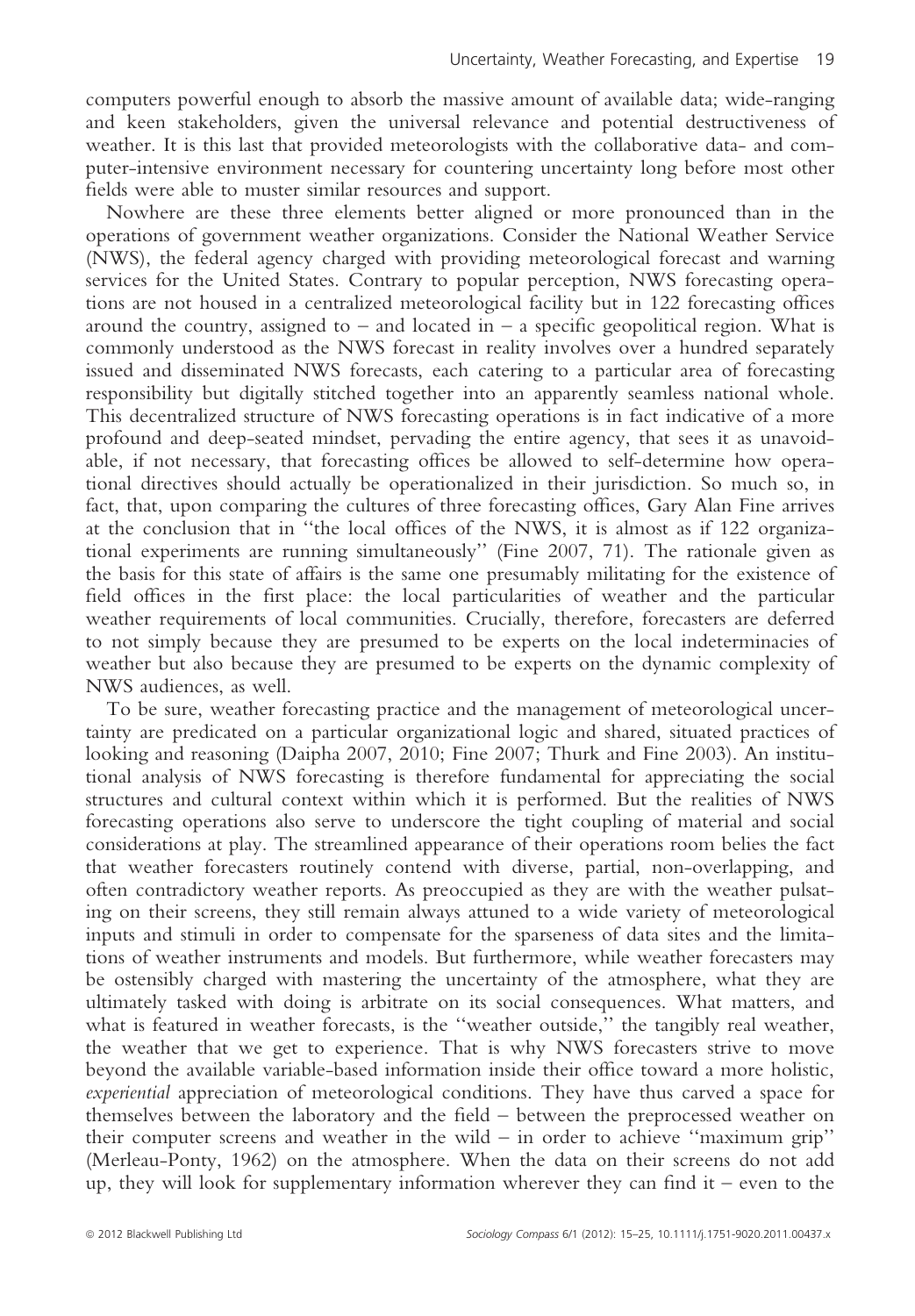computers powerful enough to absorb the massive amount of available data; wide-ranging and keen stakeholders, given the universal relevance and potential destructiveness of weather. It is this last that provided meteorologists with the collaborative data- and computer-intensive environment necessary for countering uncertainty long before most other fields were able to muster similar resources and support.

Nowhere are these three elements better aligned or more pronounced than in the operations of government weather organizations. Consider the National Weather Service (NWS), the federal agency charged with providing meteorological forecast and warning services for the United States. Contrary to popular perception, NWS forecasting operations are not housed in a centralized meteorological facility but in 122 forecasting offices around the country, assigned to – and located in – a specific geopolitical region. What is commonly understood as the NWS forecast in reality involves over a hundred separately issued and disseminated NWS forecasts, each catering to a particular area of forecasting responsibility but digitally stitched together into an apparently seamless national whole. This decentralized structure of NWS forecasting operations is in fact indicative of a more profound and deep-seated mindset, pervading the entire agency, that sees it as unavoidable, if not necessary, that forecasting offices be allowed to self-determine how operational directives should actually be operationalized in their jurisdiction. So much so, in fact, that, upon comparing the cultures of three forecasting offices, Gary Alan Fine arrives at the conclusion that in ''the local offices of the NWS, it is almost as if 122 organizational experiments are running simultaneously'' (Fine 2007, 71). The rationale given as the basis for this state of affairs is the same one presumably militating for the existence of field offices in the first place: the local particularities of weather and the particular weather requirements of local communities. Crucially, therefore, forecasters are deferred to not simply because they are presumed to be experts on the local indeterminacies of weather but also because they are presumed to be experts on the dynamic complexity of NWS audiences, as well.

To be sure, weather forecasting practice and the management of meteorological uncertainty are predicated on a particular organizational logic and shared, situated practices of looking and reasoning (Daipha 2007, 2010; Fine 2007; Thurk and Fine 2003). An institutional analysis of NWS forecasting is therefore fundamental for appreciating the social structures and cultural context within which it is performed. But the realities of NWS forecasting operations also serve to underscore the tight coupling of material and social considerations at play. The streamlined appearance of their operations room belies the fact that weather forecasters routinely contend with diverse, partial, non-overlapping, and often contradictory weather reports. As preoccupied as they are with the weather pulsating on their screens, they still remain always attuned to a wide variety of meteorological inputs and stimuli in order to compensate for the sparseness of data sites and the limitations of weather instruments and models. But furthermore, while weather forecasters may be ostensibly charged with mastering the uncertainty of the atmosphere, what they are ultimately tasked with doing is arbitrate on its social consequences. What matters, and what is featured in weather forecasts, is the ''weather outside,'' the tangibly real weather, the weather that we get to experience. That is why NWS forecasters strive to move beyond the available variable-based information inside their office toward a more holistic, *experiential* appreciation of meteorological conditions. They have thus carved a space for themselves between the laboratory and the field – between the preprocessed weather on their computer screens and weather in the wild – in order to achieve ''maximum grip'' (Merleau-Ponty, 1962) on the atmosphere. When the data on their screens do not add up, they will look for supplementary information wherever they can find it – even to the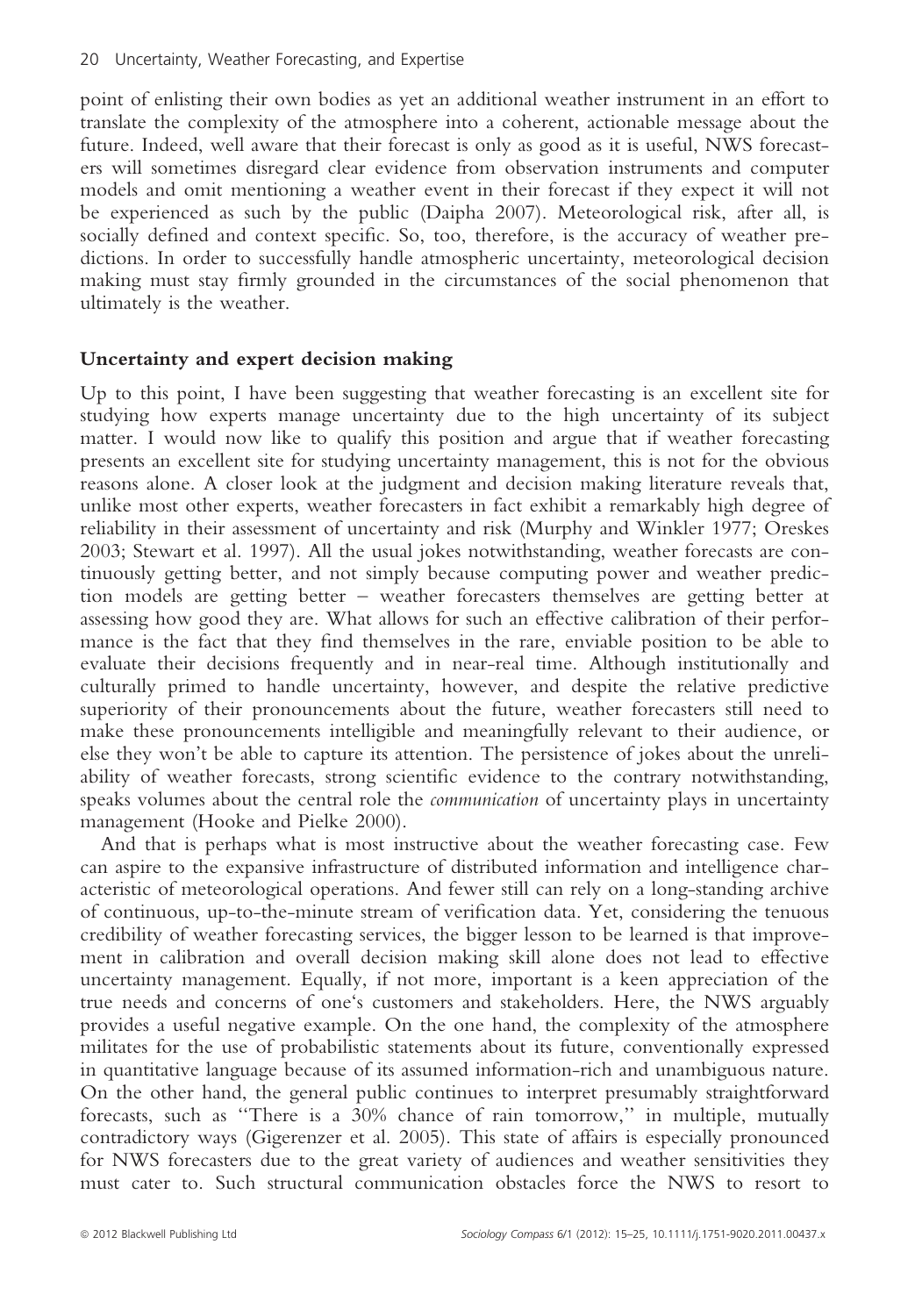point of enlisting their own bodies as yet an additional weather instrument in an effort to translate the complexity of the atmosphere into a coherent, actionable message about the future. Indeed, well aware that their forecast is only as good as it is useful, NWS forecasters will sometimes disregard clear evidence from observation instruments and computer models and omit mentioning a weather event in their forecast if they expect it will not be experienced as such by the public (Daipha 2007). Meteorological risk, after all, is socially defined and context specific. So, too, therefore, is the accuracy of weather predictions. In order to successfully handle atmospheric uncertainty, meteorological decision making must stay firmly grounded in the circumstances of the social phenomenon that ultimately is the weather.

## Uncertainty and expert decision making

Up to this point, I have been suggesting that weather forecasting is an excellent site for studying how experts manage uncertainty due to the high uncertainty of its subject matter. I would now like to qualify this position and argue that if weather forecasting presents an excellent site for studying uncertainty management, this is not for the obvious reasons alone. A closer look at the judgment and decision making literature reveals that, unlike most other experts, weather forecasters in fact exhibit a remarkably high degree of reliability in their assessment of uncertainty and risk (Murphy and Winkler 1977; Oreskes 2003; Stewart et al. 1997). All the usual jokes notwithstanding, weather forecasts are continuously getting better, and not simply because computing power and weather prediction models are getting better – weather forecasters themselves are getting better at assessing how good they are. What allows for such an effective calibration of their performance is the fact that they find themselves in the rare, enviable position to be able to evaluate their decisions frequently and in near-real time. Although institutionally and culturally primed to handle uncertainty, however, and despite the relative predictive superiority of their pronouncements about the future, weather forecasters still need to make these pronouncements intelligible and meaningfully relevant to their audience, or else they won't be able to capture its attention. The persistence of jokes about the unreliability of weather forecasts, strong scientific evidence to the contrary notwithstanding, speaks volumes about the central role the *communication* of uncertainty plays in uncertainty management (Hooke and Pielke 2000).

And that is perhaps what is most instructive about the weather forecasting case. Few can aspire to the expansive infrastructure of distributed information and intelligence characteristic of meteorological operations. And fewer still can rely on a long-standing archive of continuous, up-to-the-minute stream of verification data. Yet, considering the tenuous credibility of weather forecasting services, the bigger lesson to be learned is that improvement in calibration and overall decision making skill alone does not lead to effective uncertainty management. Equally, if not more, important is a keen appreciation of the true needs and concerns of one's customers and stakeholders. Here, the NWS arguably provides a useful negative example. On the one hand, the complexity of the atmosphere militates for the use of probabilistic statements about its future, conventionally expressed in quantitative language because of its assumed information-rich and unambiguous nature. On the other hand, the general public continues to interpret presumably straightforward forecasts, such as "There is a 30% chance of rain tomorrow," in multiple, mutually contradictory ways (Gigerenzer et al. 2005). This state of affairs is especially pronounced for NWS forecasters due to the great variety of audiences and weather sensitivities they must cater to. Such structural communication obstacles force the NWS to resort to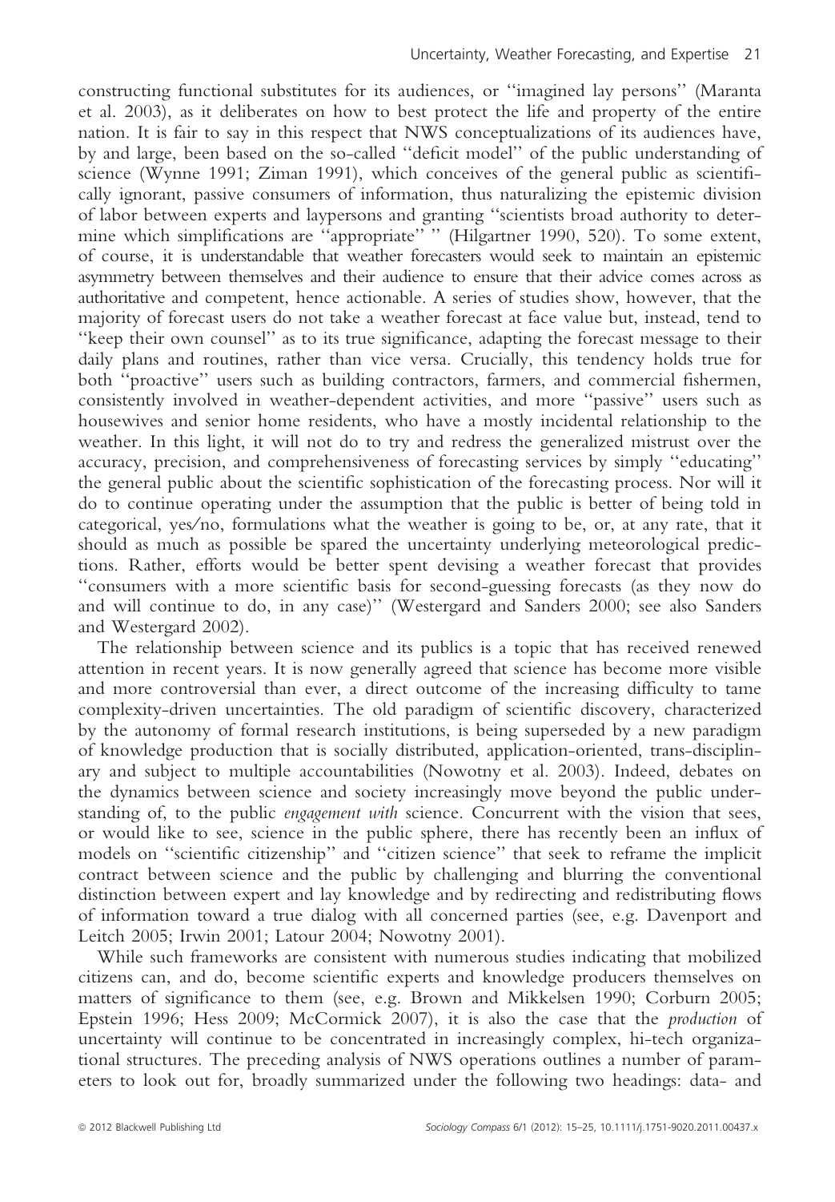constructing functional substitutes for its audiences, or ''imagined lay persons'' (Maranta et al. 2003), as it deliberates on how to best protect the life and property of the entire nation. It is fair to say in this respect that NWS conceptualizations of its audiences have, by and large, been based on the so-called ''deficit model'' of the public understanding of science (Wynne 1991; Ziman 1991), which conceives of the general public as scientifically ignorant, passive consumers of information, thus naturalizing the epistemic division of labor between experts and laypersons and granting ''scientists broad authority to determine which simplifications are ''appropriate'' '' (Hilgartner 1990, 520). To some extent, of course, it is understandable that weather forecasters would seek to maintain an epistemic asymmetry between themselves and their audience to ensure that their advice comes across as authoritative and competent, hence actionable. A series of studies show, however, that the majority of forecast users do not take a weather forecast at face value but, instead, tend to ''keep their own counsel'' as to its true significance, adapting the forecast message to their daily plans and routines, rather than vice versa. Crucially, this tendency holds true for both ''proactive'' users such as building contractors, farmers, and commercial fishermen, consistently involved in weather-dependent activities, and more ''passive'' users such as housewives and senior home residents, who have a mostly incidental relationship to the weather. In this light, it will not do to try and redress the generalized mistrust over the accuracy, precision, and comprehensiveness of forecasting services by simply ''educating'' the general public about the scientific sophistication of the forecasting process. Nor will it do to continue operating under the assumption that the public is better of being told in categorical, yes/no, formulations what the weather is going to be, or, at any rate, that it should as much as possible be spared the uncertainty underlying meteorological predictions. Rather, efforts would be better spent devising a weather forecast that provides ''consumers with a more scientific basis for second-guessing forecasts (as they now do and will continue to do, in any case)'' (Westergard and Sanders 2000; see also Sanders and Westergard 2002).

The relationship between science and its publics is a topic that has received renewed attention in recent years. It is now generally agreed that science has become more visible and more controversial than ever, a direct outcome of the increasing difficulty to tame complexity-driven uncertainties. The old paradigm of scientific discovery, characterized by the autonomy of formal research institutions, is being superseded by a new paradigm of knowledge production that is socially distributed, application-oriented, trans-disciplinary and subject to multiple accountabilities (Nowotny et al. 2003). Indeed, debates on the dynamics between science and society increasingly move beyond the public understanding of, to the public *engagement with* science. Concurrent with the vision that sees, or would like to see, science in the public sphere, there has recently been an influx of models on ''scientific citizenship'' and ''citizen science'' that seek to reframe the implicit contract between science and the public by challenging and blurring the conventional distinction between expert and lay knowledge and by redirecting and redistributing flows of information toward a true dialog with all concerned parties (see, e.g. Davenport and Leitch 2005; Irwin 2001; Latour 2004; Nowotny 2001).

While such frameworks are consistent with numerous studies indicating that mobilized citizens can, and do, become scientific experts and knowledge producers themselves on matters of significance to them (see, e.g. Brown and Mikkelsen 1990; Corburn 2005; Epstein 1996; Hess 2009; McCormick 2007), it is also the case that the *production* of uncertainty will continue to be concentrated in increasingly complex, hi-tech organizational structures. The preceding analysis of NWS operations outlines a number of parameters to look out for, broadly summarized under the following two headings: data- and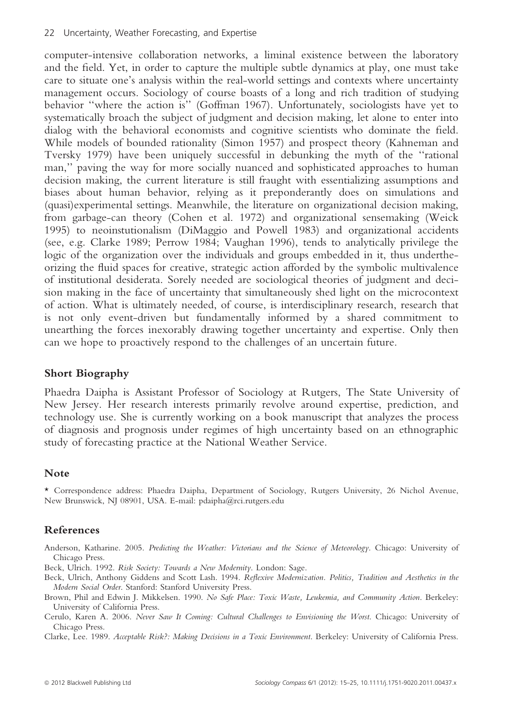computer-intensive collaboration networks, a liminal existence between the laboratory and the field. Yet, in order to capture the multiple subtle dynamics at play, one must take care to situate one's analysis within the real-world settings and contexts where uncertainty management occurs. Sociology of course boasts of a long and rich tradition of studying behavior ''where the action is'' (Goffman 1967). Unfortunately, sociologists have yet to systematically broach the subject of judgment and decision making, let alone to enter into dialog with the behavioral economists and cognitive scientists who dominate the field. While models of bounded rationality (Simon 1957) and prospect theory (Kahneman and Tversky 1979) have been uniquely successful in debunking the myth of the ''rational man,'' paving the way for more socially nuanced and sophisticated approaches to human decision making, the current literature is still fraught with essentializing assumptions and biases about human behavior, relying as it preponderantly does on simulations and (quasi)experimental settings. Meanwhile, the literature on organizational decision making, from garbage-can theory (Cohen et al. 1972) and organizational sensemaking (Weick 1995) to neoinstutionalism (DiMaggio and Powell 1983) and organizational accidents (see, e.g. Clarke 1989; Perrow 1984; Vaughan 1996), tends to analytically privilege the logic of the organization over the individuals and groups embedded in it, thus undertheorizing the fluid spaces for creative, strategic action afforded by the symbolic multivalence of institutional desiderata. Sorely needed are sociological theories of judgment and decision making in the face of uncertainty that simultaneously shed light on the microcontext of action. What is ultimately needed, of course, is interdisciplinary research, research that is not only event-driven but fundamentally informed by a shared commitment to unearthing the forces inexorably drawing together uncertainty and expertise. Only then can we hope to proactively respond to the challenges of an uncertain future.

## Short Biography

Phaedra Daipha is Assistant Professor of Sociology at Rutgers, The State University of New Jersey. Her research interests primarily revolve around expertise, prediction, and technology use. She is currently working on a book manuscript that analyzes the process of diagnosis and prognosis under regimes of high uncertainty based on an ethnographic study of forecasting practice at the National Weather Service.

## Note

* Correspondence address: Phaedra Daipha, Department of Sociology, Rutgers University, 26 Nichol Avenue, New Brunswick, NJ 08901, USA. E-mail: pdaipha@rci.rutgers.edu

## References

Anderson, Katharine. 2005. *Predicting the Weather: Victorians and the Science of Meteorology*. Chicago: University of Chicago Press.

Beck, Ulrich. 1992. *Risk Society: Towards a New Modernity*. London: Sage.

Beck, Ulrich, Anthony Giddens and Scott Lash. 1994. *Reflexive Modernization. Politics, Tradition and Aesthetics in the Modern Social Order*. Stanford: Stanford University Press.

Brown, Phil and Edwin J. Mikkelsen. 1990. *No Safe Place: Toxic Waste, Leukemia, and Community Action*. Berkeley: University of California Press.

Cerulo, Karen A. 2006. *Never Saw It Coming: Cultural Challenges to Envisioning the Worst*. Chicago: University of Chicago Press.

Clarke, Lee. 1989. *Acceptable Risk?: Making Decisions in a Toxic Environment*. Berkeley: University of California Press.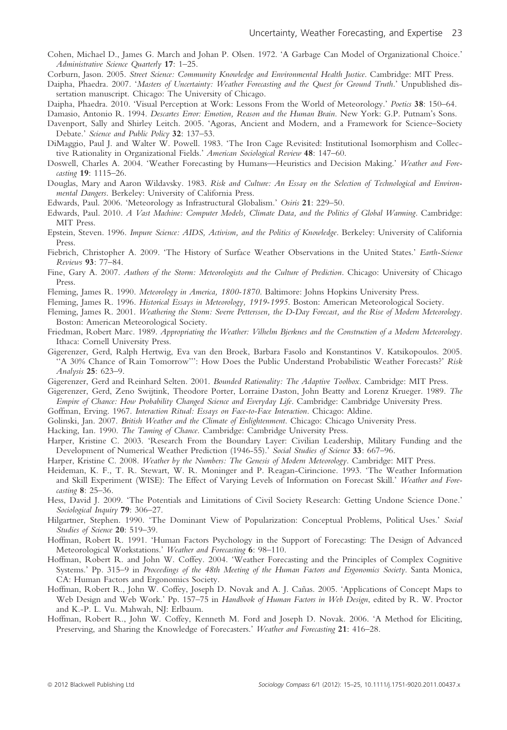Cohen, Michael D., James G. March and Johan P. Olsen. 1972. 'A Garbage Can Model of Organizational Choice.' *Administrative Science Quarterly* **17**: 1–25.

Corburn, Jason. 2005. *Street Science: Community Knowledge and Environmental Health Justice*. Cambridge: MIT Press.

Daipha, Phaedra. 2007. '*Masters of Uncertainty: Weather Forecasting and the Quest for Ground Truth*.' Unpublished dissertation manuscript. Chicago: The University of Chicago.

Daipha, Phaedra. 2010. 'Visual Perception at Work: Lessons From the World of Meteorology.' *Poetics* **38**: 150–64.

Damasio, Antonio R. 1994. *Descartes Error: Emotion, Reason and the Human Brain*. New York: G.P. Putnam's Sons.

Davenport, Sally and Shirley Leitch. 2005. 'Agoras, Ancient and Modern, and a Framework for Science–Society Debate.' *Science and Public Policy* **32**: 137–53.

DiMaggio, Paul J. and Walter W. Powell. 1983. 'The Iron Cage Revisited: Institutional Isomorphism and Collective Rationality in Organizational Fields.' *American Sociological Review* **48**: 147–60.

Doswell, Charles A. 2004. 'Weather Forecasting by Humans—Heuristics and Decision Making.' *Weather and Forecasting* **19**: 1115–26.

Douglas, Mary and Aaron Wildavsky. 1983. *Risk and Culture: An Essay on the Selection of Technological and Environmental Dangers*. Berkeley: University of California Press.

Edwards, Paul. 2006. 'Meteorology as Infrastructural Globalism.' *Osiris* **21**: 229–50.

Edwards, Paul. 2010. *A Vast Machine: Computer Models, Climate Data, and the Politics of Global Warming*. Cambridge: MIT Press.

Epstein, Steven. 1996. *Impure Science: AIDS, Activism, and the Politics of Knowledge*. Berkeley: University of California Press.

Fiebrich, Christopher A. 2009. 'The History of Surface Weather Observations in the United States.' *Earth-Science Reviews* **93**: 77–84.

Fine, Gary A. 2007. *Authors of the Storm: Meteorologists and the Culture of Prediction*. Chicago: University of Chicago Press.

Fleming, James R. 1990. *Meteorology in America, 1800-1870*. Baltimore: Johns Hopkins University Press.

Fleming, James R. 1996. *Historical Essays in Meteorology, 1919-1995*. Boston: American Meteorological Society.

Fleming, James R. 2001. *Weathering the Storm: Sverre Petterssen, the D-Day Forecast, and the Rise of Modern Meteorology*. Boston: American Meteorological Society.

Friedman, Robert Marc. 1989. *Appropriating the Weather: Vilhelm Bjerknes and the Construction of a Modern Meteorology*. Ithaca: Cornell University Press.

Gigerenzer, Gerd, Ralph Hertwig, Eva van den Broek, Barbara Fasolo and Konstantinos V. Katsikopoulos. 2005. '"A 30% Chance of Rain Tomorrow"': How Does the Public Understand Probabilistic Weather Forecasts?' *Risk Analysis* **25**: 623–9.

Gigerenzer, Gerd and Reinhard Selten. 2001. *Bounded Rationality: The Adaptive Toolbox*. Cambridge: MIT Press.

Gigerenzer, Gerd, Zeno Swijtink, Theodore Porter, Lorraine Daston, John Beatty and Lorenz Krueger. 1989. *The Empire of Chance: How Probability Changed Science and Everyday Life*. Cambridge: Cambridge University Press.

Goffman, Erving. 1967. *Interaction Ritual: Essays on Face-to-Face Interaction*. Chicago: Aldine.

Golinski, Jan. 2007. *British Weather and the Climate of Enlightenment*. Chicago: Chicago University Press.

Hacking, Ian. 1990. *The Taming of Chance*. Cambridge: Cambridge University Press.

Harper, Kristine C. 2003. 'Research From the Boundary Layer: Civilian Leadership, Military Funding and the Development of Numerical Weather Prediction (1946-55).' *Social Studies of Science* **33**: 667–96.

Harper, Kristine C. 2008. *Weather by the Numbers: The Genesis of Modern Meteorology*. Cambridge: MIT Press.

Heideman, K. F., T. R. Stewart, W. R. Moninger and P. Reagan-Cirincione. 1993. 'The Weather Information and Skill Experiment (WISE): The Effect of Varying Levels of Information on Forecast Skill.' *Weather and Forecasting* **8**: 25–36.

Hess, David J. 2009. 'The Potentials and Limitations of Civil Society Research: Getting Undone Science Done.' *Sociological Inquiry* **79**: 306–27.

Hilgartner, Stephen. 1990. 'The Dominant View of Popularization: Conceptual Problems, Political Uses.' *Social Studies of Science* **20**: 519–39.

Hoffman, Robert R. 1991. 'Human Factors Psychology in the Support of Forecasting: The Design of Advanced Meteorological Workstations.' *Weather and Forecasting* **6**: 98–110.

Hoffman, Robert R. and John W. Coffey. 2004. 'Weather Forecasting and the Principles of Complex Cognitive Systems.' Pp. 315–9 in *Proceedings of the 48th Meeting of the Human Factors and Ergonomics Society*. Santa Monica, CA: Human Factors and Ergonomics Society.

Hoffman, Robert R., John W. Coffey, Joseph D. Novak and A. J. Cañas. 2005. 'Applications of Concept Maps to Web Design and Web Work.' Pp. 157–75 in *Handbook of Human Factors in Web Design*, edited by R. W. Proctor and K.-P. L. Vu. Mahwah, NJ: Erlbaum.

Hoffman, Robert R., John W. Coffey, Kenneth M. Ford and Joseph D. Novak. 2006. 'A Method for Eliciting, Preserving, and Sharing the Knowledge of Forecasters.' *Weather and Forecasting* **21**: 416–28.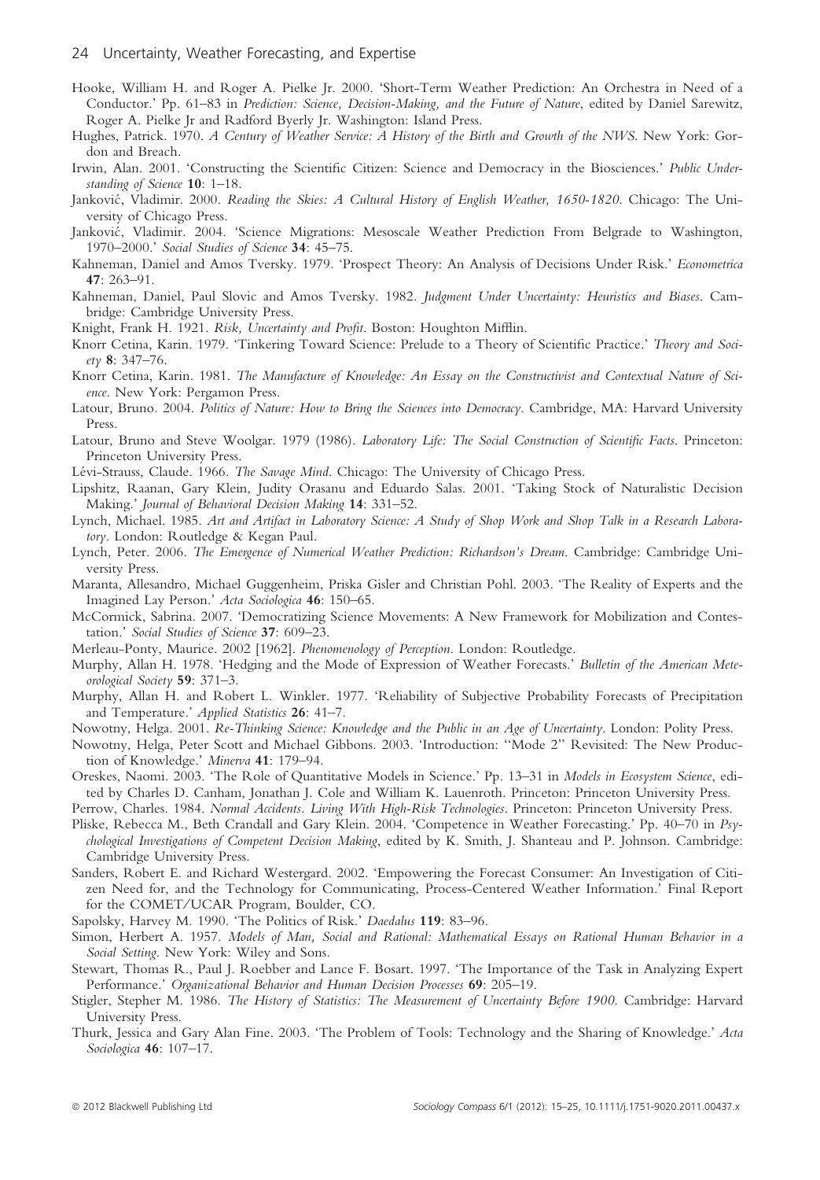Hooke, William H. and Roger A. Pielke Jr. 2000. 'Short-Term Weather Prediction: An Orchestra in Need of a Conductor.' Pp. 61–83 in *Prediction: Science, Decision-Making, and the Future of Nature*, edited by Daniel Sarewitz, Roger A. Pielke Jr and Radford Byerly Jr. Washington: Island Press.

Hughes, Patrick. 1970. *A Century of Weather Service: A History of the Birth and Growth of the NWS*. New York: Gordon and Breach.

Irwin, Alan. 2001. 'Constructing the Scientific Citizen: Science and Democracy in the Biosciences.' *Public Understanding of Science* **10**: 1–18.

Janković, Vladimir. 2000. *Reading the Skies: A Cultural History of English Weather, 1650-1820*. Chicago: The University of Chicago Press.

Janković, Vladimir. 2004. 'Science Migrations: Mesoscale Weather Prediction From Belgrade to Washington, 1970–2000.' *Social Studies of Science* **34**: 45–75.

Kahneman, Daniel and Amos Tversky. 1979. 'Prospect Theory: An Analysis of Decisions Under Risk.' *Econometrica* **47**: 263–91.

Kahneman, Daniel, Paul Slovic and Amos Tversky. 1982. *Judgment Under Uncertainty: Heuristics and Biases*. Cambridge: Cambridge University Press.

Knight, Frank H. 1921. *Risk, Uncertainty and Profit*. Boston: Houghton Mifflin.

Knorr Cetina, Karin. 1979. 'Tinkering Toward Science: Prelude to a Theory of Scientific Practice.' *Theory and Society* **8**: 347–76.

Knorr Cetina, Karin. 1981. *The Manufacture of Knowledge: An Essay on the Constructivist and Contextual Nature of Science*. New York: Pergamon Press.

Latour, Bruno. 2004. *Politics of Nature: How to Bring the Sciences into Democracy*. Cambridge, MA: Harvard University Press.

Latour, Bruno and Steve Woolgar. 1979 (1986). *Laboratory Life: The Social Construction of Scientific Facts*. Princeton: Princeton University Press.

Lévi-Strauss, Claude. 1966. *The Savage Mind*. Chicago: The University of Chicago Press.

Lipshitz, Raanan, Gary Klein, Judity Orasanu and Eduardo Salas. 2001. 'Taking Stock of Naturalistic Decision Making.' *Journal of Behavioral Decision Making* **14**: 331–52.

Lynch, Michael. 1985. *Art and Artifact in Laboratory Science: A Study of Shop Work and Shop Talk in a Research Laboratory*. London: Routledge & Kegan Paul.

Lynch, Peter. 2006. *The Emergence of Numerical Weather Prediction: Richardson's Dream*. Cambridge: Cambridge University Press.

Maranta, Allesandro, Michael Guggenheim, Priska Gisler and Christian Pohl. 2003. 'The Reality of Experts and the Imagined Lay Person.' *Acta Sociologica* **46**: 150–65.

McCormick, Sabrina. 2007. 'Democratizing Science Movements: A New Framework for Mobilization and Contestation.' *Social Studies of Science* **37**: 609–23.

Merleau-Ponty, Maurice. 2002 [1962]. *Phenomenology of Perception*. London: Routledge.

Murphy, Allan H. 1978. 'Hedging and the Mode of Expression of Weather Forecasts.' *Bulletin of the American Meteorological Society* **59**: 371–3.

Murphy, Allan H. and Robert L. Winkler. 1977. 'Reliability of Subjective Probability Forecasts of Precipitation and Temperature.' *Applied Statistics* **26**: 41–7.

Nowotny, Helga. 2001. *Re-Thinking Science: Knowledge and the Public in an Age of Uncertainty*. London: Polity Press.

Nowotny, Helga, Peter Scott and Michael Gibbons. 2003. 'Introduction: "Mode 2" Revisited: The New Production of Knowledge.' *Minerva* **41**: 179–94.

Oreskes, Naomi. 2003. 'The Role of Quantitative Models in Science.' Pp. 13–31 in *Models in Ecosystem Science*, edited by Charles D. Canham, Jonathan J. Cole and William K. Lauenroth. Princeton: Princeton University Press.

Perrow, Charles. 1984. *Normal Accidents. Living With High-Risk Technologies*. Princeton: Princeton University Press.

Pliske, Rebecca M., Beth Crandall and Gary Klein. 2004. 'Competence in Weather Forecasting.' Pp. 40–70 in *Psychological Investigations of Competent Decision Making*, edited by K. Smith, J. Shanteau and P. Johnson. Cambridge: Cambridge University Press.

Sanders, Robert E. and Richard Westergard. 2002. 'Empowering the Forecast Consumer: An Investigation of Citizen Need for, and the Technology for Communicating, Process-Centered Weather Information.' Final Report for the COMET/UCAR Program, Boulder, CO.

Sapolsky, Harvey M. 1990. 'The Politics of Risk.' *Daedalus* **119**: 83–96.

Simon, Herbert A. 1957. *Models of Man, Social and Rational: Mathematical Essays on Rational Human Behavior in a Social Setting*. New York: Wiley and Sons.

Stewart, Thomas R., Paul J. Roebber and Lance F. Bosart. 1997. 'The Importance of the Task in Analyzing Expert Performance.' *Organizational Behavior and Human Decision Processes* **69**: 205–19.

Stigler, Stepher M. 1986. *The History of Statistics: The Measurement of Uncertainty Before 1900*. Cambridge: Harvard University Press.

Thurk, Jessica and Gary Alan Fine. 2003. 'The Problem of Tools: Technology and the Sharing of Knowledge.' *Acta Sociologica* **46**: 107–17.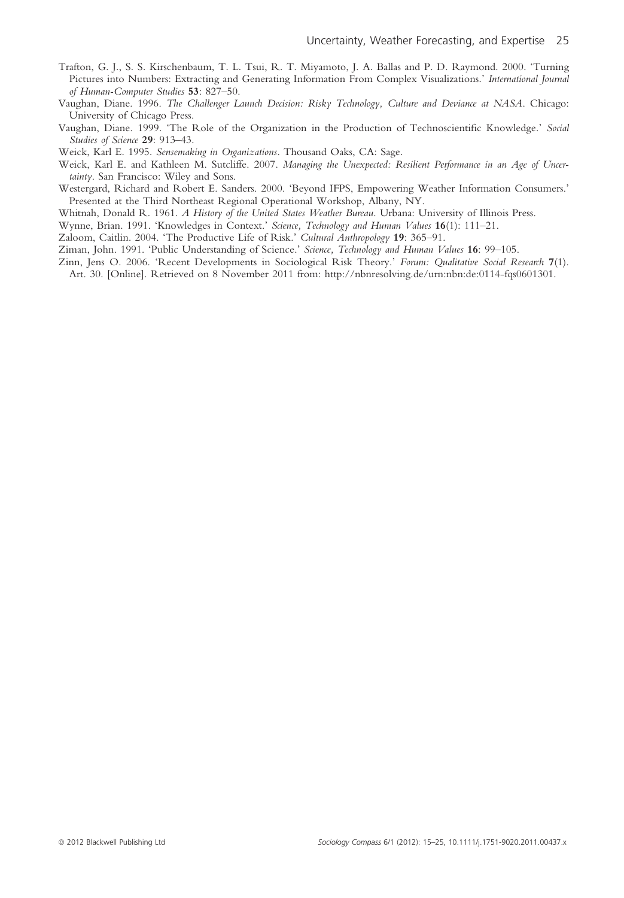Trafton, G. J., S. S. Kirschenbaum, T. L. Tsui, R. T. Miyamoto, J. A. Ballas and P. D. Raymond. 2000. 'Turning Pictures into Numbers: Extracting and Generating Information From Complex Visualizations.' *International Journal of Human-Computer Studies* **53**: 827–50.

Vaughan, Diane. 1996. *The Challenger Launch Decision: Risky Technology, Culture and Deviance at NASA*. Chicago: University of Chicago Press.

Vaughan, Diane. 1999. 'The Role of the Organization in the Production of Technoscientific Knowledge.' *Social Studies of Science* **29**: 913–43.

Weick, Karl E. 1995. *Sensemaking in Organizations*. Thousand Oaks, CA: Sage.

Weick, Karl E. and Kathleen M. Sutcliffe. 2007. *Managing the Unexpected: Resilient Performance in an Age of Uncertainty*. San Francisco: Wiley and Sons.

Westergard, Richard and Robert E. Sanders. 2000. 'Beyond IFPS, Empowering Weather Information Consumers.' Presented at the Third Northeast Regional Operational Workshop, Albany, NY.

Whitnah, Donald R. 1961. *A History of the United States Weather Bureau*. Urbana: University of Illinois Press.

Wynne, Brian. 1991. 'Knowledges in Context.' *Science, Technology and Human Values* **16**(1): 111–21.

Zaloom, Caitlin. 2004. 'The Productive Life of Risk.' *Cultural Anthropology* **19**: 365–91.

Ziman, John. 1991. 'Public Understanding of Science.' *Science, Technology and Human Values* **16**: 99–105.

Zinn, Jens O. 2006. 'Recent Developments in Sociological Risk Theory.' *Forum: Qualitative Social Research* **7**(1). Art. 30. [Online]. Retrieved on 8 November 2011 from: http://nbnresolving.de/urn:nbn:de:0114-fqs0601301.